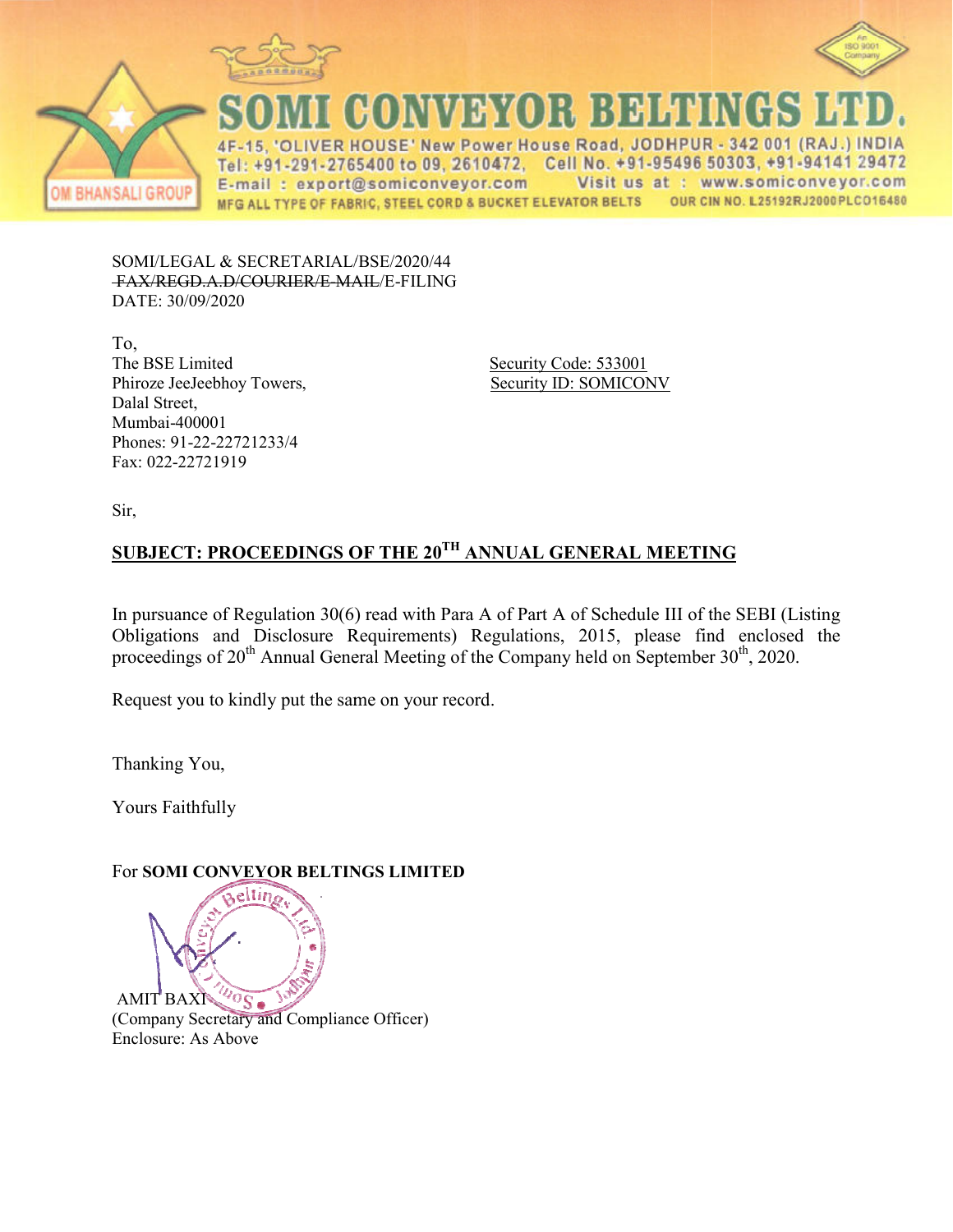# SOMI CONVEYOR BELTINGS LTD.

4F-15, 'OLIVER HOUSE' New Power House Road, JODHPUR - 342 001 (RAJ.) INDIA
Tel: +91-291-2765400 to 09, 2610472, Cell No. +91-95496 50303, +91-94141 29472
E-mail : export@somiconveyor.com Visit us at : www.somiconveyor.com
MFG ALL TYPE OF FABRIC, STEEL CORD & BUCKET ELEVATOR BELTS OUR CIN NO. L25192RJ2000PLC016480

OM BHANSALI GROUP

SOMI/LEGAL & SECRETARIAL/BSE/2020/44
~~FAX/REGD.A.D/COURIER/E-MAIL~~/E-FILING
DATE: 30/09/2020

To,
The BSE Limited
Phiroze JeeJeebhoy Towers,
Dalal Street,
Mumbai-400001
Phones: 91-22-22721233/4
Fax: 022-22721919

Security Code: 533001
Security ID: SOMICONV

Sir,

**SUBJECT: PROCEEDINGS OF THE 20TH ANNUAL GENERAL MEETING**

In pursuance of Regulation 30(6) read with Para A of Part A of Schedule III of the SEBI (Listing Obligations and Disclosure Requirements) Regulations, 2015, please find enclosed the proceedings of 20th Annual General Meeting of the Company held on September 30th, 2020.

Request you to kindly put the same on your record.

Thanking You,

Yours Faithfully

For **SOMI CONVEYOR BELTINGS LIMITED**

AMIT BAXI
(Company Secretary and Compliance Officer)
Enclosure: As Above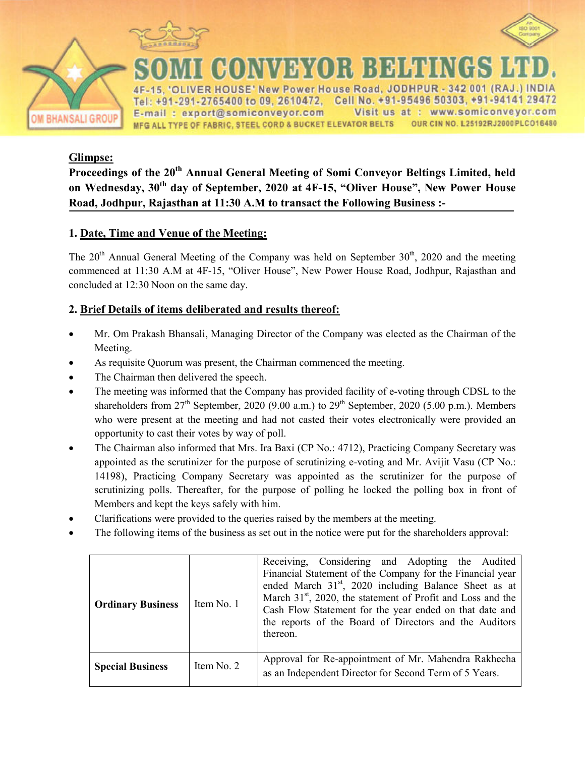# SOMI CONVEYOR BELTINGS LTD.

4F-15, 'OLIVER HOUSE' New Power House Road, JODHPUR - 342 001 (RAJ.) INDIA
Tel: +91-291-2765400 to 09, 2610472, Cell No. +91-95496 50303, +91-94141 29472
E-mail : export@somiconveyor.com Visit us at : www.somiconveyor.com
MFG ALL TYPE OF FABRIC, STEEL CORD & BUCKET ELEVATOR BELTS OUR CIN NO. L25192RJ2000PLCO16480

**Glimpse:**

**Proceedings of the 20th Annual General Meeting of Somi Conveyor Beltings Limited, held on Wednesday, 30th day of September, 2020 at 4F-15, "Oliver House", New Power House Road, Jodhpur, Rajasthan at 11:30 A.M to transact the Following Business :-**

## 1. Date, Time and Venue of the Meeting:

The 20th Annual General Meeting of the Company was held on September 30th, 2020 and the meeting commenced at 11:30 A.M at 4F-15, "Oliver House", New Power House Road, Jodhpur, Rajasthan and concluded at 12:30 Noon on the same day.

## 2. Brief Details of items deliberated and results thereof:

- Mr. Om Prakash Bhansali, Managing Director of the Company was elected as the Chairman of the Meeting.
- As requisite Quorum was present, the Chairman commenced the meeting.
- The Chairman then delivered the speech.
- The meeting was informed that the Company has provided facility of e-voting through CDSL to the shareholders from 27th September, 2020 (9.00 a.m.) to 29th September, 2020 (5.00 p.m.). Members who were present at the meeting and had not casted their votes electronically were provided an opportunity to cast their votes by way of poll.
- The Chairman also informed that Mrs. Ira Baxi (CP No.: 4712), Practicing Company Secretary was appointed as the scrutinizer for the purpose of scrutinizing e-voting and Mr. Avijit Vasu (CP No.: 14198), Practicing Company Secretary was appointed as the scrutinizer for the purpose of scrutinizing polls. Thereafter, for the purpose of polling he locked the polling box in front of Members and kept the keys safely with him.
- Clarifications were provided to the queries raised by the members at the meeting.
- The following items of the business as set out in the notice were put for the shareholders approval:

| | | |
|---|---|---|
| **Ordinary Business** | Item No. 1 | Receiving, Considering and Adopting the Audited Financial Statement of the Company for the Financial year ended March 31st, 2020 including Balance Sheet as at March 31st, 2020, the statement of Profit and Loss and the Cash Flow Statement for the year ended on that date and the reports of the Board of Directors and the Auditors thereon. |
| **Special Business** | Item No. 2 | Approval for Re-appointment of Mr. Mahendra Rakhecha as an Independent Director for Second Term of 5 Years. |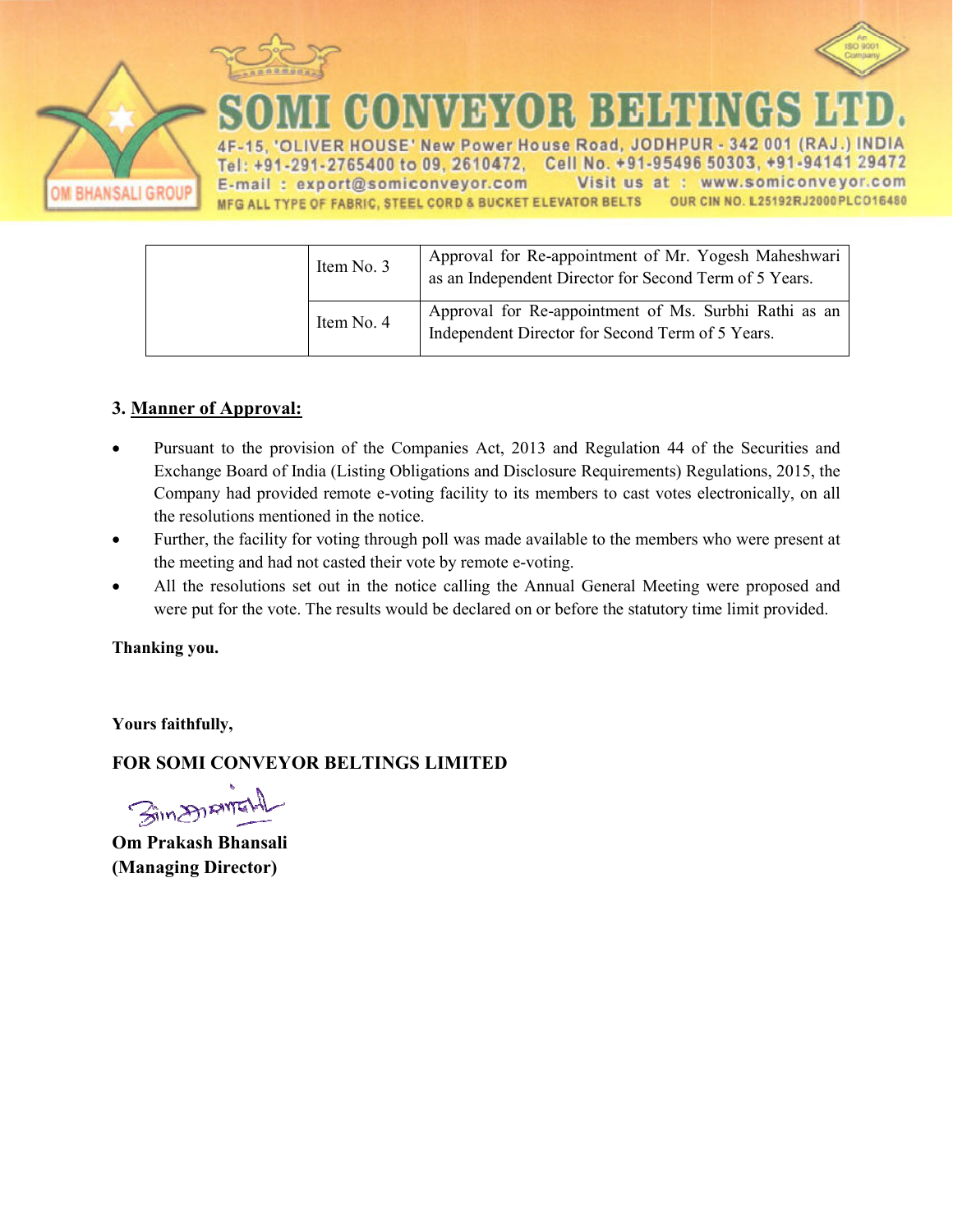| | | |
|---|---|---|
| | Item No. 3 | Approval for Re-appointment of Mr. Yogesh Maheshwari as an Independent Director for Second Term of 5 Years. |
| | Item No. 4 | Approval for Re-appointment of Ms. Surbhi Rathi as an Independent Director for Second Term of 5 Years. |

**3. Manner of Approval:**

- Pursuant to the provision of the Companies Act, 2013 and Regulation 44 of the Securities and Exchange Board of India (Listing Obligations and Disclosure Requirements) Regulations, 2015, the Company had provided remote e-voting facility to its members to cast votes electronically, on all the resolutions mentioned in the notice.
- Further, the facility for voting through poll was made available to the members who were present at the meeting and had not casted their vote by remote e-voting.
- All the resolutions set out in the notice calling the Annual General Meeting were proposed and were put for the vote. The results would be declared on or before the statutory time limit provided.

**Thanking you.**

**Yours faithfully,**

**FOR SOMI CONVEYOR BELTINGS LIMITED**

**Om Prakash Bhansali**
**(Managing Director)**